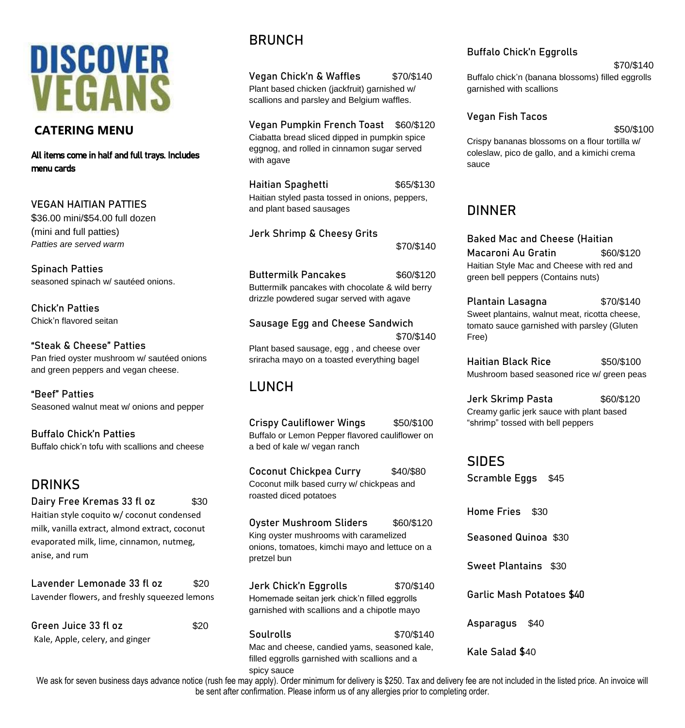# DISCOVER VEGANS

## CATERING MENU

**All items come in half and full trays. Includes menu cards**

### VEGAN HAITIAN PATTIES

$36.00 mini/$54.00 full dozen
(mini and full patties)
*Patties are served warm*

**Spinach Patties**
seasoned spinach w/ sautéed onions.

**Chick'n Patties**
Chick'n flavored seitan

**"Steak & Cheese" Patties**
Pan fried oyster mushroom w/ sautéed onions and green peppers and vegan cheese.

**"Beef" Patties**
Seasoned walnut meat w/ onions and pepper

**Buffalo Chick'n Patties**
Buffalo chick'n tofu with scallions and cheese

## DRINKS

**Dairy Free Kremas 33 fl oz** $30
Haitian style coquito w/ coconut condensed milk, vanilla extract, almond extract, coconut evaporated milk, lime, cinnamon, nutmeg, anise, and rum

**Lavender Lemonade 33 fl oz** $20
Lavender flowers, and freshly squeezed lemons

**Green Juice 33 fl oz** $20
Kale, Apple, celery, and ginger

## BRUNCH

**Vegan Chick'n & Waffles** $70/$140
Plant based chicken (jackfruit) garnished w/ scallions and parsley and Belgium waffles.

**Vegan Pumpkin French Toast** $60/$120
Ciabatta bread sliced dipped in pumpkin spice eggnog, and rolled in cinnamon sugar served with agave

**Haitian Spaghetti** $65/$130
Haitian styled pasta tossed in onions, peppers, and plant based sausages

**Jerk Shrimp & Cheesy Grits** $70/$140

**Buttermilk Pancakes** $60/$120
Buttermilk pancakes with chocolate & wild berry drizzle powdered sugar served with agave

**Sausage Egg and Cheese Sandwich** $70/$140
Plant based sausage, egg , and cheese over sriracha mayo on a toasted everything bagel

## LUNCH

**Crispy Cauliflower Wings** $50/$100
Buffalo or Lemon Pepper flavored cauliflower on a bed of kale w/ vegan ranch

**Coconut Chickpea Curry** $40/$80
Coconut milk based curry w/ chickpeas and roasted diced potatoes

**Oyster Mushroom Sliders** $60/$120
King oyster mushrooms with caramelized onions, tomatoes, kimchi mayo and lettuce on a pretzel bun

**Jerk Chick'n Eggrolls** $70/$140
Homemade seitan jerk chick'n filled eggrolls garnished with scallions and a chipotle mayo

**Soulrolls** $70/$140
Mac and cheese, candied yams, seasoned kale, filled eggrolls garnished with scallions and a spicy sauce

**Buffalo Chick'n Eggrolls** $70/$140
Buffalo chick'n (banana blossoms) filled eggrolls garnished with scallions

**Vegan Fish Tacos** $50/$100
Crispy bananas blossoms on a flour tortilla w/ coleslaw, pico de gallo, and a kimichi crema sauce

## DINNER

**Baked Mac and Cheese (Haitian Macaroni Au Gratin** $60/$120
Haitian Style Mac and Cheese with red and green bell peppers (Contains nuts)

**Plantain Lasagna** $70/$140
Sweet plantains, walnut meat, ricotta cheese, tomato sauce garnished with parsley (Gluten Free)

**Haitian Black Rice** $50/$100
Mushroom based seasoned rice w/ green peas

**Jerk Skrimp Pasta** $60/$120
Creamy garlic jerk sauce with plant based "shrimp" tossed with bell peppers

## SIDES

**Scramble Eggs** $45

**Home Fries** $30

**Seasoned Quinoa** $30

**Sweet Plantains** $30

**Garlic Mash Potatoes $40**

**Asparagus** $40

**Kale Salad $**40

We ask for seven business days advance notice (rush fee may apply). Order minimum for delivery is $250. Tax and delivery fee are not included in the listed price. An invoice will be sent after confirmation. Please inform us of any allergies prior to completing order.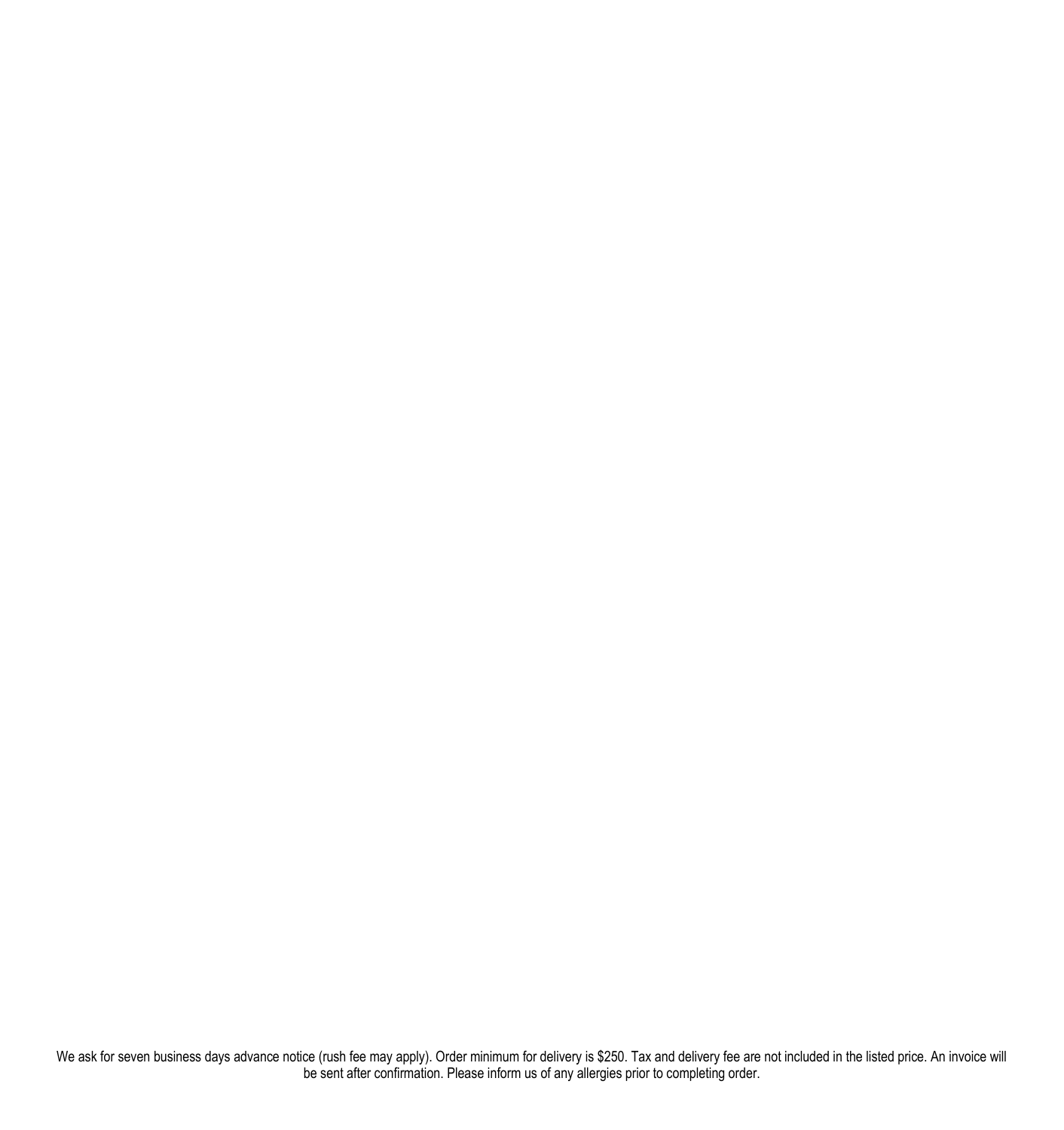We ask for seven business days advance notice (rush fee may apply). Order minimum for delivery is $250. Tax and delivery fee are not included in the listed price. An invoice will be sent after confirmation. Please inform us of any allergies prior to completing order.